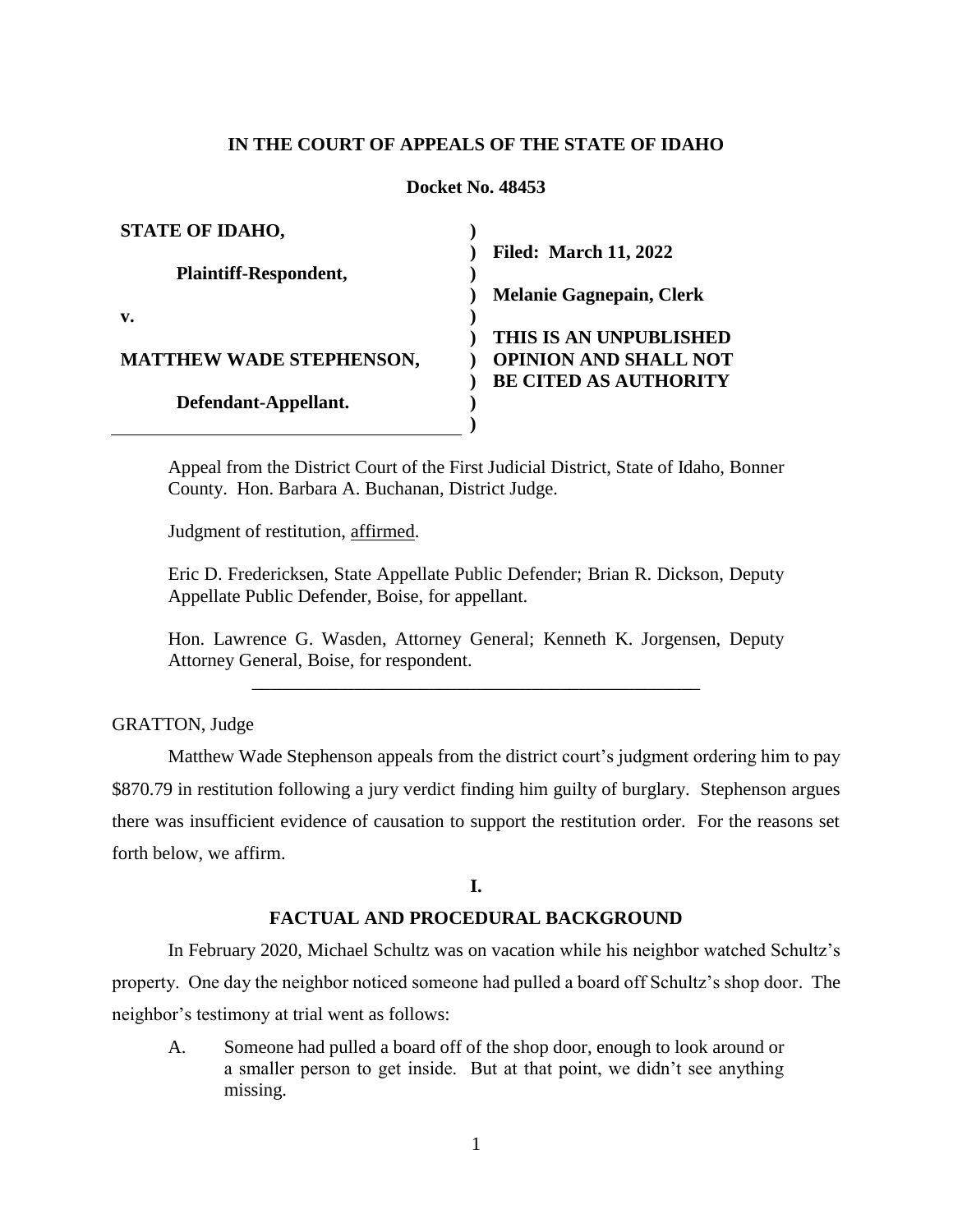**IN THE COURT OF APPEALS OF THE STATE OF IDAHO**

**Docket No. 48453**

| | |
|---|---|
| **STATE OF IDAHO,** | |
| **Plaintiff-Respondent,** | **Filed: March 11, 2022** |
| **v.** | **Melanie Gagnepain, Clerk** |
| **MATTHEW WADE STEPHENSON,** | **THIS IS AN UNPUBLISHED OPINION AND SHALL NOT BE CITED AS AUTHORITY** |
| **Defendant-Appellant.** | |

Appeal from the District Court of the First Judicial District, State of Idaho, Bonner County. Hon. Barbara A. Buchanan, District Judge.

Judgment of restitution, affirmed.

Eric D. Fredericksen, State Appellate Public Defender; Brian R. Dickson, Deputy Appellate Public Defender, Boise, for appellant.

Hon. Lawrence G. Wasden, Attorney General; Kenneth K. Jorgensen, Deputy Attorney General, Boise, for respondent.

---

GRATTON, Judge

Matthew Wade Stephenson appeals from the district court's judgment ordering him to pay \$870.79 in restitution following a jury verdict finding him guilty of burglary. Stephenson argues there was insufficient evidence of causation to support the restitution order. For the reasons set forth below, we affirm.

## I.

## FACTUAL AND PROCEDURAL BACKGROUND

In February 2020, Michael Schultz was on vacation while his neighbor watched Schultz's property. One day the neighbor noticed someone had pulled a board off Schultz's shop door. The neighbor's testimony at trial went as follows:

> A. Someone had pulled a board off of the shop door, enough to look around or a smaller person to get inside. But at that point, we didn't see anything missing.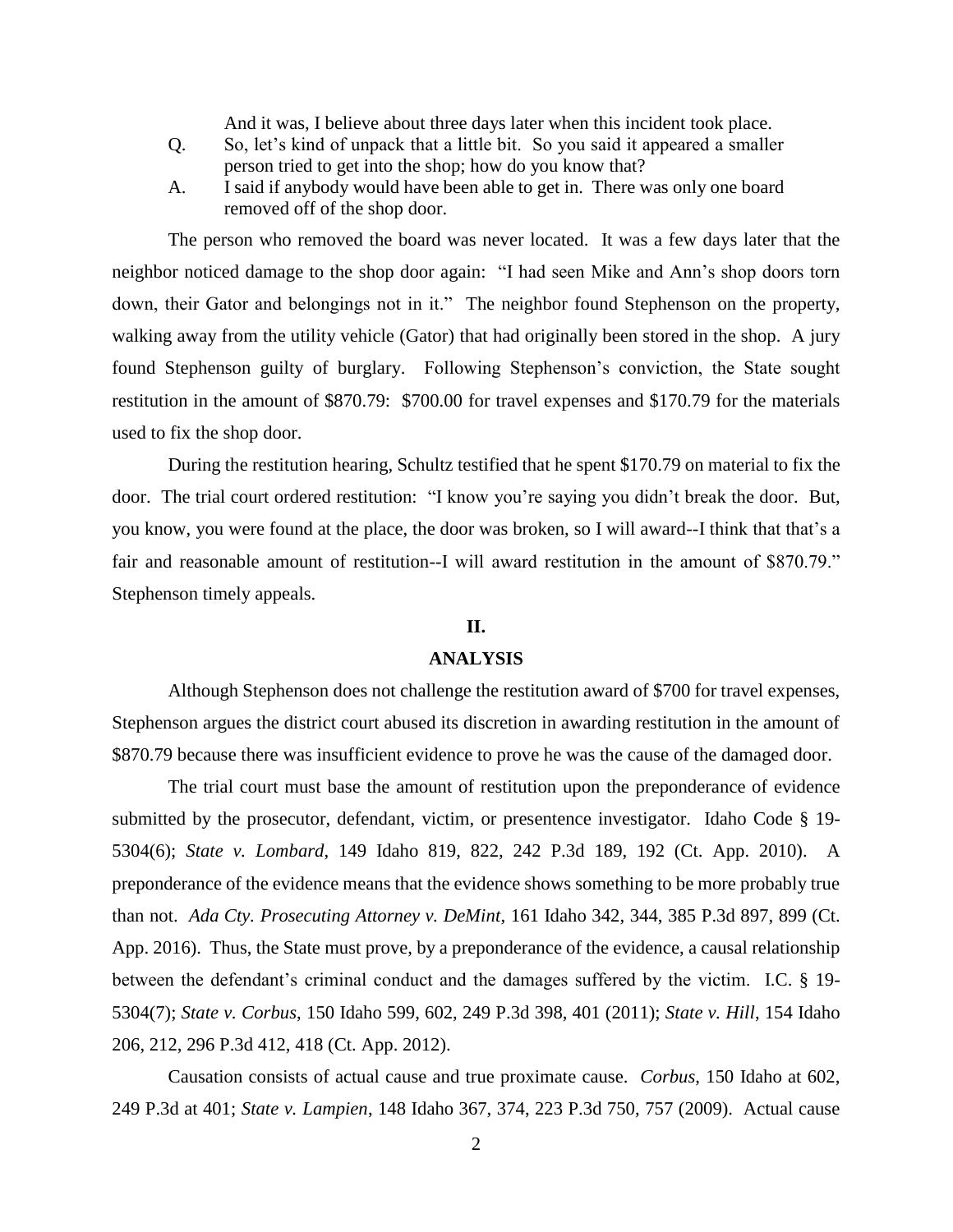And it was, I believe about three days later when this incident took place.

Q. So, let's kind of unpack that a little bit. So you said it appeared a smaller person tried to get into the shop; how do you know that?

A. I said if anybody would have been able to get in. There was only one board removed off of the shop door.

The person who removed the board was never located. It was a few days later that the neighbor noticed damage to the shop door again: "I had seen Mike and Ann's shop doors torn down, their Gator and belongings not in it." The neighbor found Stephenson on the property, walking away from the utility vehicle (Gator) that had originally been stored in the shop. A jury found Stephenson guilty of burglary. Following Stephenson's conviction, the State sought restitution in the amount of $870.79: $700.00 for travel expenses and $170.79 for the materials used to fix the shop door.

During the restitution hearing, Schultz testified that he spent $170.79 on material to fix the door. The trial court ordered restitution: "I know you're saying you didn't break the door. But, you know, you were found at the place, the door was broken, so I will award--I think that that's a fair and reasonable amount of restitution--I will award restitution in the amount of $870.79." Stephenson timely appeals.

## II.

## ANALYSIS

Although Stephenson does not challenge the restitution award of $700 for travel expenses, Stephenson argues the district court abused its discretion in awarding restitution in the amount of $870.79 because there was insufficient evidence to prove he was the cause of the damaged door.

The trial court must base the amount of restitution upon the preponderance of evidence submitted by the prosecutor, defendant, victim, or presentence investigator. Idaho Code § 19-5304(6); *State v. Lombard*, 149 Idaho 819, 822, 242 P.3d 189, 192 (Ct. App. 2010). A preponderance of the evidence means that the evidence shows something to be more probably true than not. *Ada Cty. Prosecuting Attorney v. DeMint*, 161 Idaho 342, 344, 385 P.3d 897, 899 (Ct. App. 2016). Thus, the State must prove, by a preponderance of the evidence, a causal relationship between the defendant's criminal conduct and the damages suffered by the victim. I.C. § 19-5304(7); *State v. Corbus*, 150 Idaho 599, 602, 249 P.3d 398, 401 (2011); *State v. Hill*, 154 Idaho 206, 212, 296 P.3d 412, 418 (Ct. App. 2012).

Causation consists of actual cause and true proximate cause. *Corbus*, 150 Idaho at 602, 249 P.3d at 401; *State v. Lampien*, 148 Idaho 367, 374, 223 P.3d 750, 757 (2009). Actual cause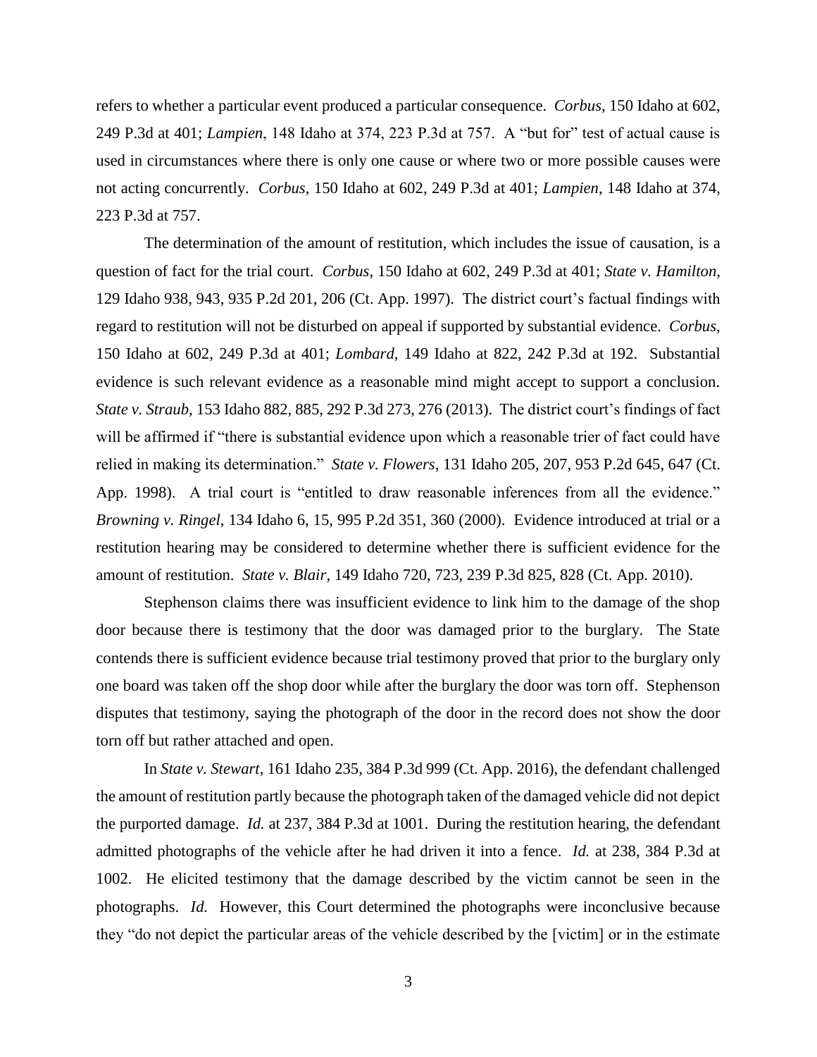refers to whether a particular event produced a particular consequence. *Corbus*, 150 Idaho at 602, 249 P.3d at 401; *Lampien*, 148 Idaho at 374, 223 P.3d at 757. A "but for" test of actual cause is used in circumstances where there is only one cause or where two or more possible causes were not acting concurrently. *Corbus*, 150 Idaho at 602, 249 P.3d at 401; *Lampien*, 148 Idaho at 374, 223 P.3d at 757.

The determination of the amount of restitution, which includes the issue of causation, is a question of fact for the trial court. *Corbus*, 150 Idaho at 602, 249 P.3d at 401; *State v. Hamilton*, 129 Idaho 938, 943, 935 P.2d 201, 206 (Ct. App. 1997). The district court's factual findings with regard to restitution will not be disturbed on appeal if supported by substantial evidence. *Corbus*, 150 Idaho at 602, 249 P.3d at 401; *Lombard*, 149 Idaho at 822, 242 P.3d at 192. Substantial evidence is such relevant evidence as a reasonable mind might accept to support a conclusion. *State v. Straub*, 153 Idaho 882, 885, 292 P.3d 273, 276 (2013). The district court's findings of fact will be affirmed if "there is substantial evidence upon which a reasonable trier of fact could have relied in making its determination." *State v. Flowers*, 131 Idaho 205, 207, 953 P.2d 645, 647 (Ct. App. 1998). A trial court is "entitled to draw reasonable inferences from all the evidence." *Browning v. Ringel*, 134 Idaho 6, 15, 995 P.2d 351, 360 (2000). Evidence introduced at trial or a restitution hearing may be considered to determine whether there is sufficient evidence for the amount of restitution. *State v. Blair*, 149 Idaho 720, 723, 239 P.3d 825, 828 (Ct. App. 2010).

Stephenson claims there was insufficient evidence to link him to the damage of the shop door because there is testimony that the door was damaged prior to the burglary. The State contends there is sufficient evidence because trial testimony proved that prior to the burglary only one board was taken off the shop door while after the burglary the door was torn off. Stephenson disputes that testimony, saying the photograph of the door in the record does not show the door torn off but rather attached and open.

In *State v. Stewart*, 161 Idaho 235, 384 P.3d 999 (Ct. App. 2016), the defendant challenged the amount of restitution partly because the photograph taken of the damaged vehicle did not depict the purported damage. *Id.* at 237, 384 P.3d at 1001. During the restitution hearing, the defendant admitted photographs of the vehicle after he had driven it into a fence. *Id.* at 238, 384 P.3d at 1002. He elicited testimony that the damage described by the victim cannot be seen in the photographs. *Id.* However, this Court determined the photographs were inconclusive because they "do not depict the particular areas of the vehicle described by the [victim] or in the estimate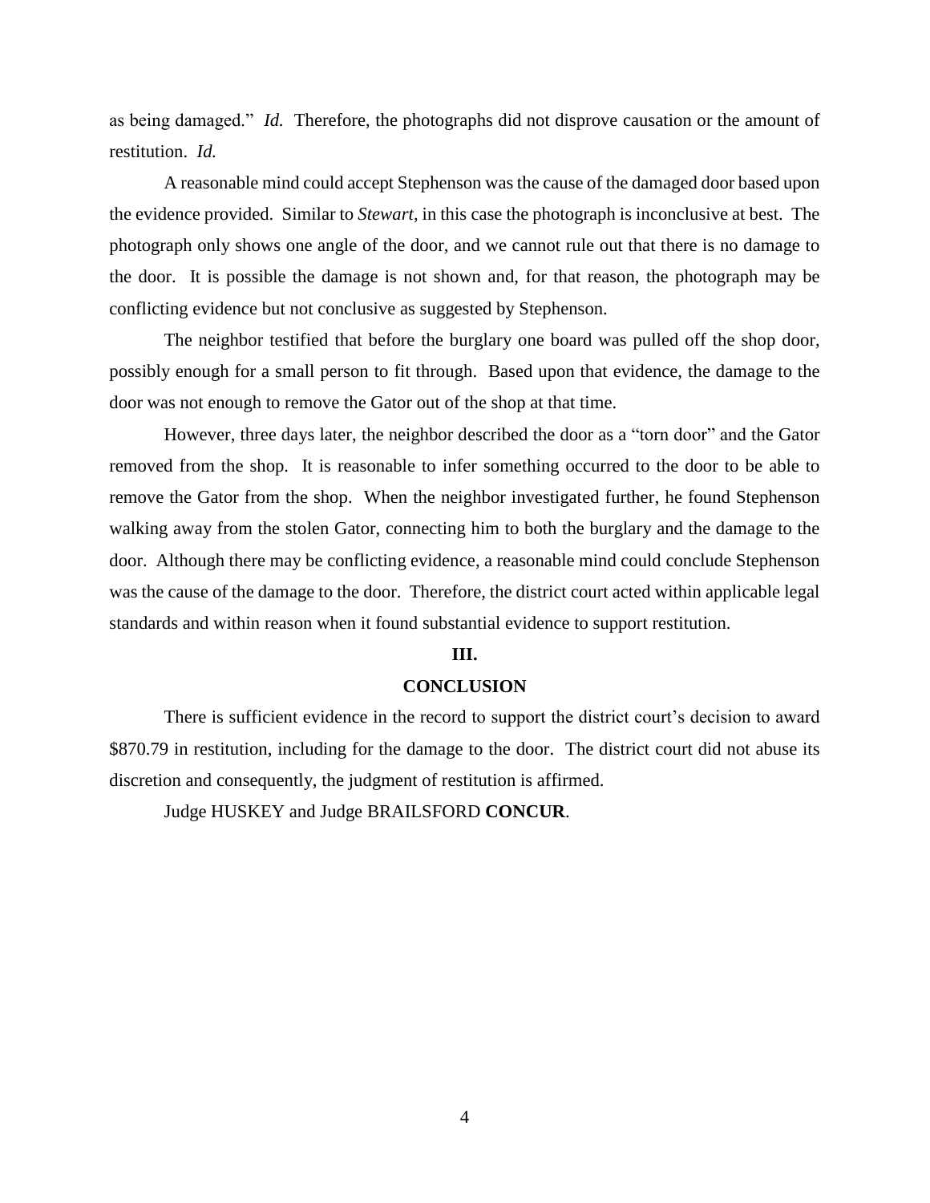as being damaged." *Id.* Therefore, the photographs did not disprove causation or the amount of restitution. *Id.*

A reasonable mind could accept Stephenson was the cause of the damaged door based upon the evidence provided. Similar to *Stewart*, in this case the photograph is inconclusive at best. The photograph only shows one angle of the door, and we cannot rule out that there is no damage to the door. It is possible the damage is not shown and, for that reason, the photograph may be conflicting evidence but not conclusive as suggested by Stephenson.

The neighbor testified that before the burglary one board was pulled off the shop door, possibly enough for a small person to fit through. Based upon that evidence, the damage to the door was not enough to remove the Gator out of the shop at that time.

However, three days later, the neighbor described the door as a "torn door" and the Gator removed from the shop. It is reasonable to infer something occurred to the door to be able to remove the Gator from the shop. When the neighbor investigated further, he found Stephenson walking away from the stolen Gator, connecting him to both the burglary and the damage to the door. Although there may be conflicting evidence, a reasonable mind could conclude Stephenson was the cause of the damage to the door. Therefore, the district court acted within applicable legal standards and within reason when it found substantial evidence to support restitution.

## III.

## CONCLUSION

There is sufficient evidence in the record to support the district court's decision to award $870.79 in restitution, including for the damage to the door. The district court did not abuse its discretion and consequently, the judgment of restitution is affirmed.

Judge HUSKEY and Judge BRAILSFORD **CONCUR**.